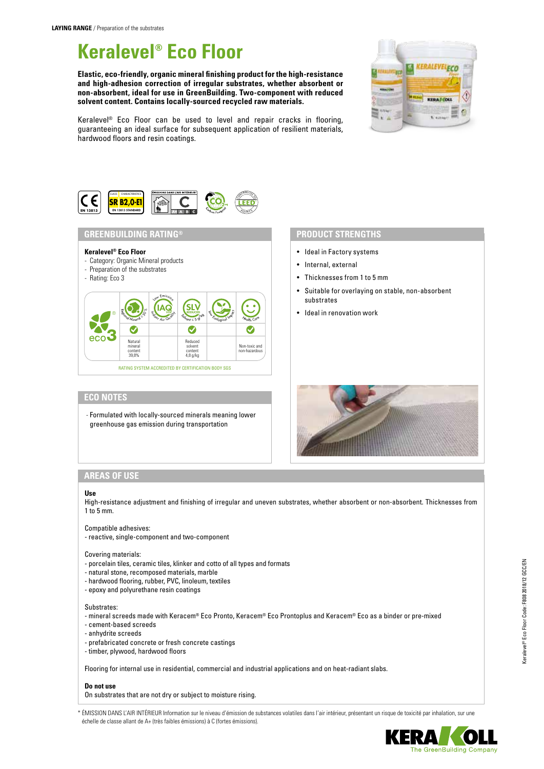**LAYING RANGE** / Preparation of the substrates

# Keralevel® Eco Floor

**Elastic, eco-friendly, organic mineral finishing product for the high-resistance and high-adhesion correction of irregular substrates, whether absorbent or non-absorbent, ideal for use in GreenBuilding. Two-component with reduced solvent content. Contains locally-sourced recycled raw materials.**

Keralevel® Eco Floor can be used to level and repair cracks in flooring, guaranteeing an ideal surface for subsequent application of resilient materials, hardwood floors and resin coatings.

CE EN 13813 | CLASS / CHARACTERISTICS SR B2,0-E1 EN 13813 STANDARD | ÉMISSIONS DANS L'AIR INTÉRIEUR* C | $CO_2$ Carbon Footprint | LEED Contributes to LEED Points

## GREENBUILDING RATING®

**Keralevel® Eco Floor**
- Category: Organic Mineral products
- Preparation of the substrates
- Rating: Eco 3

| eco 3 | Regional Mineral ≥ 30% | Low Emission IAQ VOC Indoor Air Quality | SLV Reduced Solvent ≤ 5 g/kg | Low Ecological Impact | Health Care |
|---|---|---|---|---|---|
| | ✓ | | ✓ | | ✓ |
| | Natural mineral content 39,8% | | Reduced solvent content 4,8 g/kg | | Non-toxic and non-hazardous |

RATING SYSTEM ACCREDITED BY CERTIFICATION BODY SGS

## PRODUCT STRENGTHS

- Ideal in Factory systems
- Internal, external
- Thicknesses from 1 to 5 mm
- Suitable for overlaying on stable, non-absorbent substrates
- Ideal in renovation work

## ECO NOTES

- Formulated with locally-sourced minerals meaning lower greenhouse gas emission during transportation

## AREAS OF USE

**Use**
High-resistance adjustment and finishing of irregular and uneven substrates, whether absorbent or non-absorbent. Thicknesses from 1 to 5 mm.

Compatible adhesives:
- reactive, single-component and two-component

Covering materials:
- porcelain tiles, ceramic tiles, klinker and cotto of all types and formats
- natural stone, recomposed materials, marble
- hardwood flooring, rubber, PVC, linoleum, textiles
- epoxy and polyurethane resin coatings

Substrates:
- mineral screeds made with Keracem® Eco Pronto, Keracem® Eco Prontoplus and Keracem® Eco as a binder or pre-mixed
- cement-based screeds
- anhydrite screeds
- prefabricated concrete or fresh concrete castings
- timber, plywood, hardwood floors

Flooring for internal use in residential, commercial and industrial applications and on heat-radiant slabs.

**Do not use**
On substrates that are not dry or subject to moisture rising.

\* ÉMISSION DANS L'AIR INTÉRIEUR Information sur le niveau d'émission de substances volatiles dans l'air intérieur, présentant un risque de toxicité par inhalation, sur une échelle de classe allant de A+ (très faibles émissions) à C (fortes émissions).

Keralevel® Eco Floor Code: F808 2018/12 GCC/EN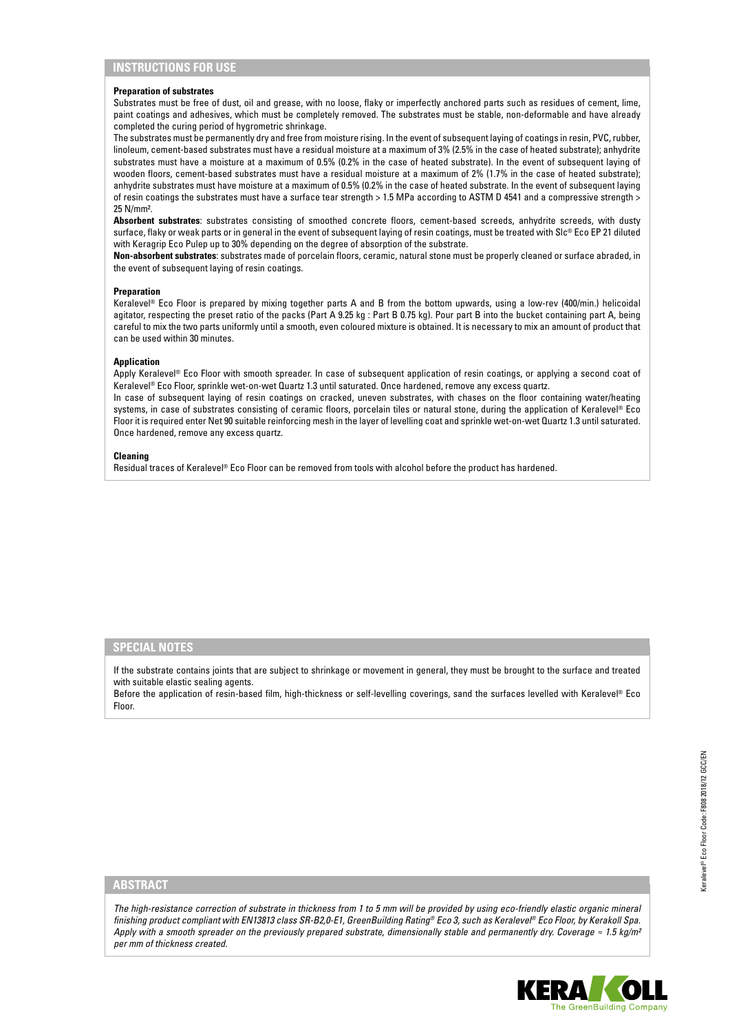## INSTRUCTIONS FOR USE

### Preparation of substrates

Substrates must be free of dust, oil and grease, with no loose, flaky or imperfectly anchored parts such as residues of cement, lime, paint coatings and adhesives, which must be completely removed. The substrates must be stable, non-deformable and have already completed the curing period of hygrometric shrinkage.

The substrates must be permanently dry and free from moisture rising. In the event of subsequent laying of coatings in resin, PVC, rubber, linoleum, cement-based substrates must have a residual moisture at a maximum of 3% (2.5% in the case of heated substrate); anhydrite substrates must have a moisture at a maximum of 0.5% (0.2% in the case of heated substrate). In the event of subsequent laying of wooden floors, cement-based substrates must have a residual moisture at a maximum of 2% (1.7% in the case of heated substrate); anhydrite substrates must have moisture at a maximum of 0.5% (0.2% in the case of heated substrate. In the event of subsequent laying of resin coatings the substrates must have a surface tear strength > 1.5 MPa according to ASTM D 4541 and a compressive strength > 25 N/mm².

**Absorbent substrates**: substrates consisting of smoothed concrete floors, cement-based screeds, anhydrite screeds, with dusty surface, flaky or weak parts or in general in the event of subsequent laying of resin coatings, must be treated with Slc® Eco EP 21 diluted with Keragrip Eco Pulep up to 30% depending on the degree of absorption of the substrate.

**Non-absorbent substrates**: substrates made of porcelain floors, ceramic, natural stone must be properly cleaned or surface abraded, in the event of subsequent laying of resin coatings.

### Preparation

Keralevel® Eco Floor is prepared by mixing together parts A and B from the bottom upwards, using a low-rev (400/min.) helicoidal agitator, respecting the preset ratio of the packs (Part A 9.25 kg : Part B 0.75 kg). Pour part B into the bucket containing part A, being careful to mix the two parts uniformly until a smooth, even coloured mixture is obtained. It is necessary to mix an amount of product that can be used within 30 minutes.

### Application

Apply Keralevel® Eco Floor with smooth spreader. In case of subsequent application of resin coatings, or applying a second coat of Keralevel® Eco Floor, sprinkle wet-on-wet Quartz 1.3 until saturated. Once hardened, remove any excess quartz.

In case of subsequent laying of resin coatings on cracked, uneven substrates, with chases on the floor containing water/heating systems, in case of substrates consisting of ceramic floors, porcelain tiles or natural stone, during the application of Keralevel® Eco Floor it is required enter Net 90 suitable reinforcing mesh in the layer of levelling coat and sprinkle wet-on-wet Quartz 1.3 until saturated. Once hardened, remove any excess quartz.

### Cleaning

Residual traces of Keralevel® Eco Floor can be removed from tools with alcohol before the product has hardened.

## SPECIAL NOTES

If the substrate contains joints that are subject to shrinkage or movement in general, they must be brought to the surface and treated with suitable elastic sealing agents.

Before the application of resin-based film, high-thickness or self-levelling coverings, sand the surfaces levelled with Keralevel® Eco Floor.

## ABSTRACT

*The high-resistance correction of substrate in thickness from 1 to 5 mm will be provided by using eco-friendly elastic organic mineral finishing product compliant with EN13813 class SR-B2,0-E1, GreenBuilding Rating® Eco 3, such as Keralevel® Eco Floor, by Kerakoll Spa. Apply with a smooth spreader on the previously prepared substrate, dimensionally stable and permanently dry. Coverage ≈ 1.5 kg/m² per mm of thickness created.*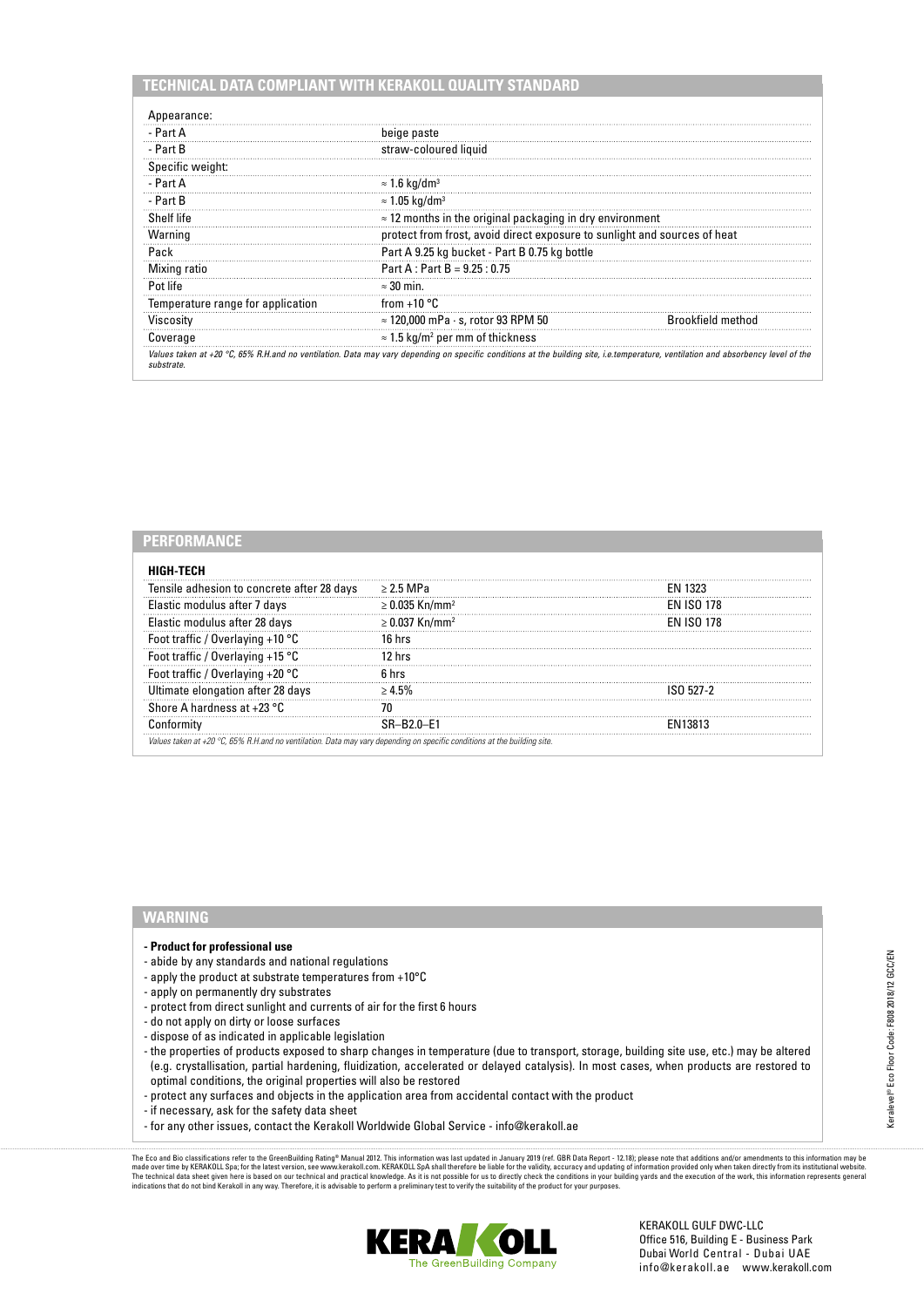## TECHNICAL DATA COMPLIANT WITH KERAKOLL QUALITY STANDARD

| | | |
|---|---|---|
| Appearance: | | |
| - Part A | beige paste | |
| - Part B | straw-coloured liquid | |
| Specific weight: | | |
| - Part A | ≈ 1.6 kg/dm³ | |
| - Part B | ≈ 1.05 kg/dm³ | |
| Shelf life | ≈ 12 months in the original packaging in dry environment | |
| Warning | protect from frost, avoid direct exposure to sunlight and sources of heat | |
| Pack | Part A 9.25 kg bucket - Part B 0.75 kg bottle | |
| Mixing ratio | Part A : Part B = 9.25 : 0.75 | |
| Pot life | ≈ 30 min. | |
| Temperature range for application | from +10 °C | |
| Viscosity | ≈ 120,000 mPa · s, rotor 93 RPM 50 | Brookfield method |
| Coverage | ≈ 1.5 kg/m² per mm of thickness | |

*Values taken at +20 °C, 65% R.H.and no ventilation. Data may vary depending on specific conditions at the building site, i.e.temperature, ventilation and absorbency level of the substrate.*

## PERFORMANCE

**HIGH-TECH**

| | | |
|---|---|---|
| Tensile adhesion to concrete after 28 days | ≥ 2.5 MPa | EN 1323 |
| Elastic modulus after 7 days | ≥ 0.035 Kn/mm² | EN ISO 178 |
| Elastic modulus after 28 days | ≥ 0.037 Kn/mm² | EN ISO 178 |
| Foot traffic / Overlaying +10 °C | 16 hrs | |
| Foot traffic / Overlaying +15 °C | 12 hrs | |
| Foot traffic / Overlaying +20 °C | 6 hrs | |
| Ultimate elongation after 28 days | ≥ 4.5% | ISO 527-2 |
| Shore A hardness at +23 °C | 70 | |
| Conformity | SR–B2.0–E1 | EN13813 |

*Values taken at +20 °C, 65% R.H.and no ventilation. Data may vary depending on specific conditions at the building site.*

## WARNING

- **Product for professional use**
- abide by any standards and national regulations
- apply the product at substrate temperatures from +10°C
- apply on permanently dry substrates
- protect from direct sunlight and currents of air for the first 6 hours
- do not apply on dirty or loose surfaces
- dispose of as indicated in applicable legislation
- the properties of products exposed to sharp changes in temperature (due to transport, storage, building site use, etc.) may be altered (e.g. crystallisation, partial hardening, fluidization, accelerated or delayed catalysis). In most cases, when products are restored to optimal conditions, the original properties will also be restored
- protect any surfaces and objects in the application area from accidental contact with the product
- if necessary, ask for the safety data sheet
- for any other issues, contact the Kerakoll Worldwide Global Service - info@kerakoll.ae

The Eco and Bio classifications refer to the GreenBuilding Rating® Manual 2012. This information was last updated in January 2019 (ref. GBR Data Report - 12.18); please note that additions and/or amendments to this information may be made over time by KERAKOLL SpA; for the latest version, see www.kerakoll.com. KERAKOLL SpA shall therefore be liable for the validity, accuracy and updating of information provided only when taken directly from its institutional website. The technical data sheet given here is based on our technical and practical knowledge. As it is not possible for us to directly check the conditions in your building yards and the execution of the work, this information represents general indications that do not bind Kerakoll in any way. Therefore, it is advisable to perform a preliminary test to verify the suitability of the product for your purposes.

Keralevel® Eco Floor Code: F808 2018/12 GCC/EN

KERAKOLL The GreenBuilding Company

KERAKOLL GULF DWC-LLC
Office 516, Building E - Business Park
Dubai World Central - Dubai UAE
info@kerakoll.ae www.kerakoll.com